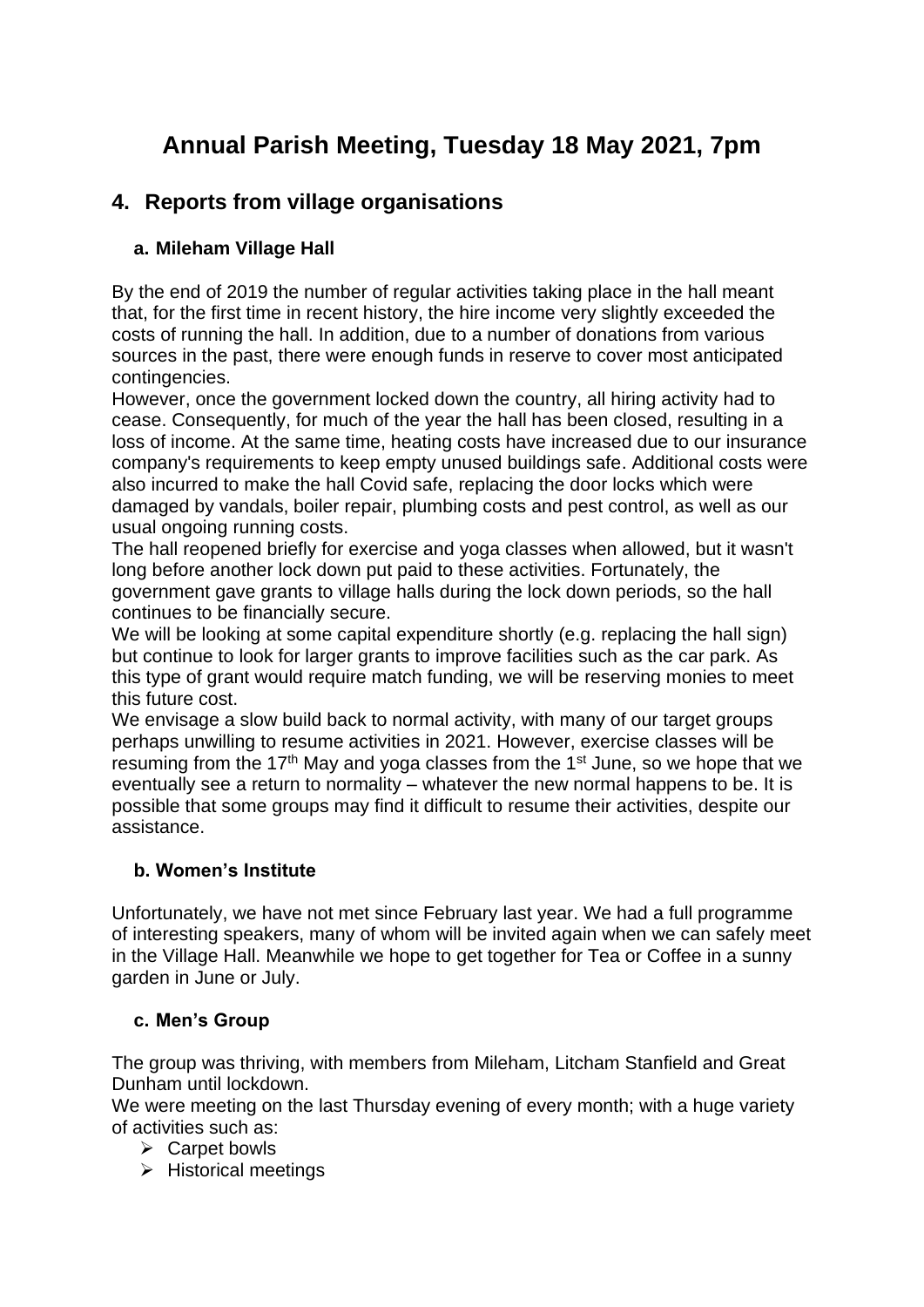# Annual Parish Meeting, Tuesday 18 May 2021, 7pm

## 4. Reports from village organisations

### a. Mileham Village Hall

By the end of 2019 the number of regular activities taking place in the hall meant that, for the first time in recent history, the hire income very slightly exceeded the costs of running the hall. In addition, due to a number of donations from various sources in the past, there were enough funds in reserve to cover most anticipated contingencies.

However, once the government locked down the country, all hiring activity had to cease. Consequently, for much of the year the hall has been closed, resulting in a loss of income. At the same time, heating costs have increased due to our insurance company's requirements to keep empty unused buildings safe. Additional costs were also incurred to make the hall Covid safe, replacing the door locks which were damaged by vandals, boiler repair, plumbing costs and pest control, as well as our usual ongoing running costs.

The hall reopened briefly for exercise and yoga classes when allowed, but it wasn't long before another lock down put paid to these activities. Fortunately, the government gave grants to village halls during the lock down periods, so the hall continues to be financially secure.

We will be looking at some capital expenditure shortly (e.g. replacing the hall sign) but continue to look for larger grants to improve facilities such as the car park. As this type of grant would require match funding, we will be reserving monies to meet this future cost.

We envisage a slow build back to normal activity, with many of our target groups perhaps unwilling to resume activities in 2021. However, exercise classes will be resuming from the 17th May and yoga classes from the 1st June, so we hope that we eventually see a return to normality – whatever the new normal happens to be. It is possible that some groups may find it difficult to resume their activities, despite our assistance.

### b. Women's Institute

Unfortunately, we have not met since February last year. We had a full programme of interesting speakers, many of whom will be invited again when we can safely meet in the Village Hall. Meanwhile we hope to get together for Tea or Coffee in a sunny garden in June or July.

### c. Men's Group

The group was thriving, with members from Mileham, Litcham Stanfield and Great Dunham until lockdown.

We were meeting on the last Thursday evening of every month; with a huge variety of activities such as:

- Carpet bowls
- Historical meetings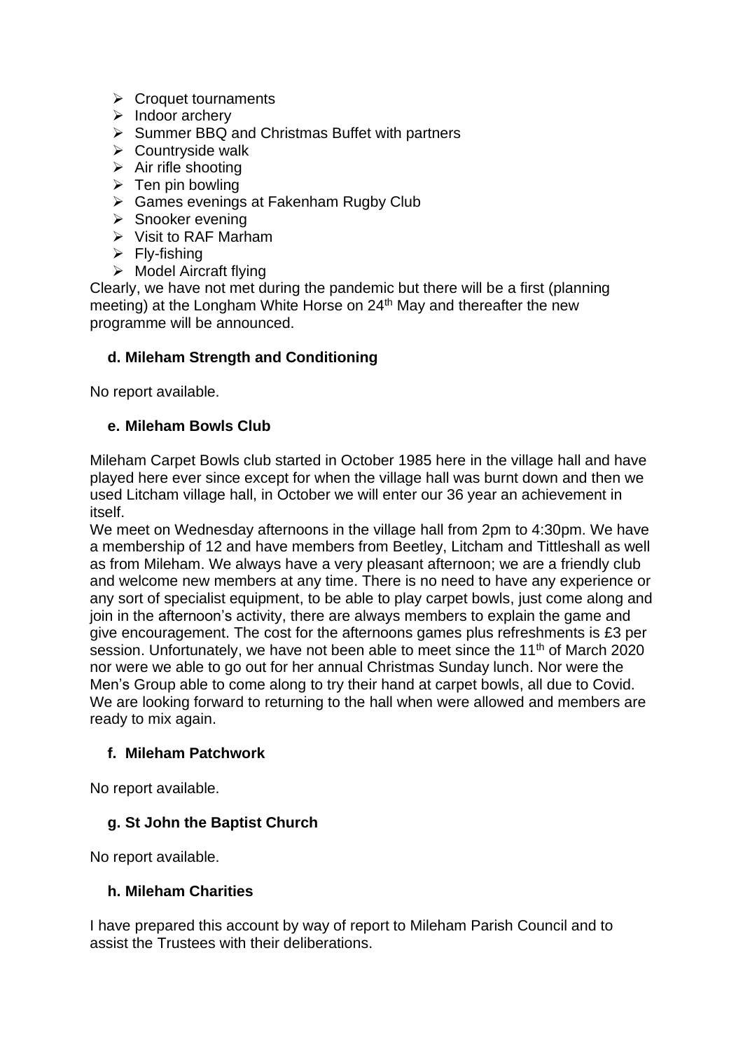- Croquet tournaments
- Indoor archery
- Summer BBQ and Christmas Buffet with partners
- Countryside walk
- Air rifle shooting
- Ten pin bowling
- Games evenings at Fakenham Rugby Club
- Snooker evening
- Visit to RAF Marham
- Fly-fishing
- Model Aircraft flying

Clearly, we have not met during the pandemic but there will be a first (planning meeting) at the Longham White Horse on 24th May and thereafter the new programme will be announced.

### d. Mileham Strength and Conditioning

No report available.

### e. Mileham Bowls Club

Mileham Carpet Bowls club started in October 1985 here in the village hall and have played here ever since except for when the village hall was burnt down and then we used Litcham village hall, in October we will enter our 36 year an achievement in itself.

We meet on Wednesday afternoons in the village hall from 2pm to 4:30pm. We have a membership of 12 and have members from Beetley, Litcham and Tittleshall as well as from Mileham. We always have a very pleasant afternoon; we are a friendly club and welcome new members at any time. There is no need to have any experience or any sort of specialist equipment, to be able to play carpet bowls, just come along and join in the afternoon's activity, there are always members to explain the game and give encouragement. The cost for the afternoons games plus refreshments is £3 per session. Unfortunately, we have not been able to meet since the 11th of March 2020 nor were we able to go out for her annual Christmas Sunday lunch. Nor were the Men's Group able to come along to try their hand at carpet bowls, all due to Covid. We are looking forward to returning to the hall when were allowed and members are ready to mix again.

### f. Mileham Patchwork

No report available.

### g. St John the Baptist Church

No report available.

### h. Mileham Charities

I have prepared this account by way of report to Mileham Parish Council and to assist the Trustees with their deliberations.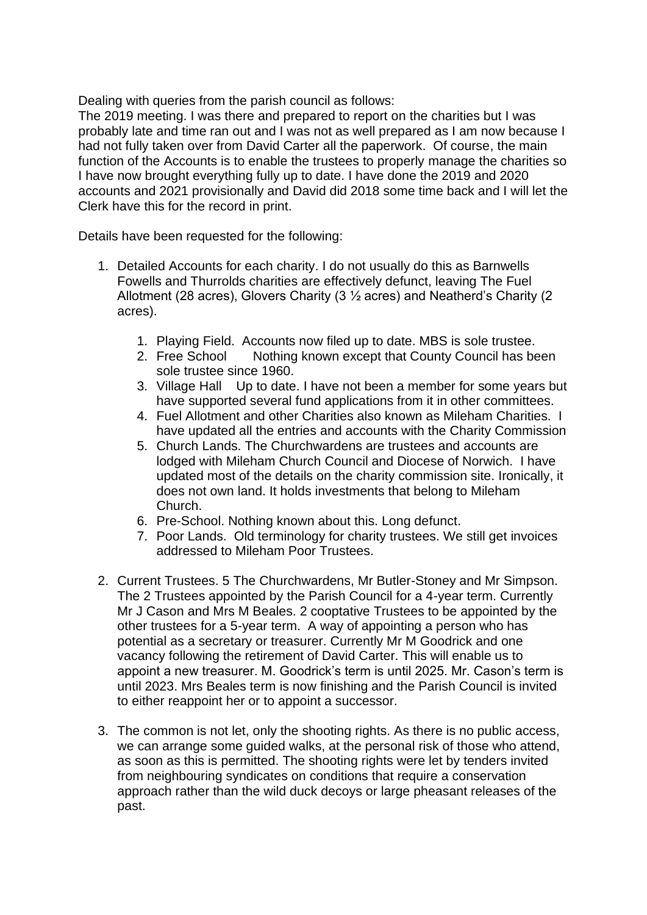Dealing with queries from the parish council as follows:
The 2019 meeting. I was there and prepared to report on the charities but I was probably late and time ran out and I was not as well prepared as I am now because I had not fully taken over from David Carter all the paperwork. Of course, the main function of the Accounts is to enable the trustees to properly manage the charities so I have now brought everything fully up to date. I have done the 2019 and 2020 accounts and 2021 provisionally and David did 2018 some time back and I will let the Clerk have this for the record in print.

Details have been requested for the following:

1. Detailed Accounts for each charity. I do not usually do this as Barnwells Fowells and Thurrolds charities are effectively defunct, leaving The Fuel Allotment (28 acres), Glovers Charity (3 ½ acres) and Neatherd's Charity (2 acres).

    1. Playing Field. Accounts now filed up to date. MBS is sole trustee.
    2. Free School Nothing known except that County Council has been sole trustee since 1960.
    3. Village Hall Up to date. I have not been a member for some years but have supported several fund applications from it in other committees.
    4. Fuel Allotment and other Charities also known as Mileham Charities. I have updated all the entries and accounts with the Charity Commission
    5. Church Lands. The Churchwardens are trustees and accounts are lodged with Mileham Church Council and Diocese of Norwich. I have updated most of the details on the charity commission site. Ironically, it does not own land. It holds investments that belong to Mileham Church.
    6. Pre-School. Nothing known about this. Long defunct.
    7. Poor Lands. Old terminology for charity trustees. We still get invoices addressed to Mileham Poor Trustees.

2. Current Trustees. 5 The Churchwardens, Mr Butler-Stoney and Mr Simpson. The 2 Trustees appointed by the Parish Council for a 4-year term. Currently Mr J Cason and Mrs M Beales. 2 cooptative Trustees to be appointed by the other trustees for a 5-year term. A way of appointing a person who has potential as a secretary or treasurer. Currently Mr M Goodrick and one vacancy following the retirement of David Carter. This will enable us to appoint a new treasurer. M. Goodrick's term is until 2025. Mr. Cason's term is until 2023. Mrs Beales term is now finishing and the Parish Council is invited to either reappoint her or to appoint a successor.

3. The common is not let, only the shooting rights. As there is no public access, we can arrange some guided walks, at the personal risk of those who attend, as soon as this is permitted. The shooting rights were let by tenders invited from neighbouring syndicates on conditions that require a conservation approach rather than the wild duck decoys or large pheasant releases of the past.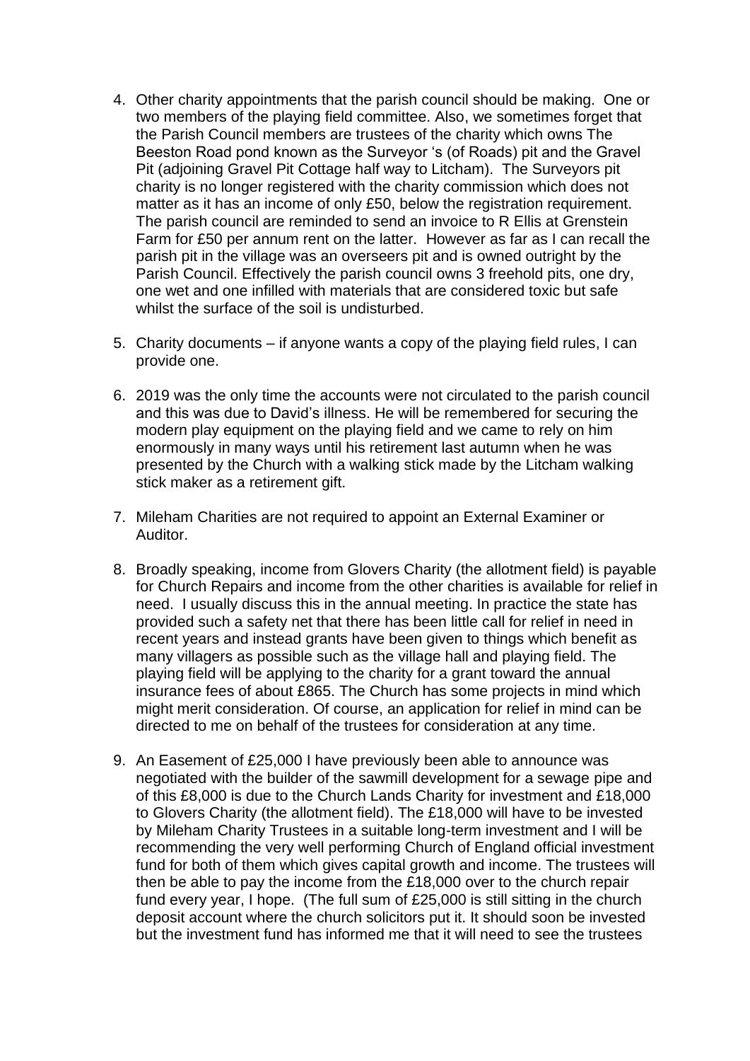4. Other charity appointments that the parish council should be making. One or two members of the playing field committee. Also, we sometimes forget that the Parish Council members are trustees of the charity which owns The Beeston Road pond known as the Surveyor 's (of Roads) pit and the Gravel Pit (adjoining Gravel Pit Cottage half way to Litcham). The Surveyors pit charity is no longer registered with the charity commission which does not matter as it has an income of only £50, below the registration requirement. The parish council are reminded to send an invoice to R Ellis at Grenstein Farm for £50 per annum rent on the latter. However as far as I can recall the parish pit in the village was an overseers pit and is owned outright by the Parish Council. Effectively the parish council owns 3 freehold pits, one dry, one wet and one infilled with materials that are considered toxic but safe whilst the surface of the soil is undisturbed.

5. Charity documents – if anyone wants a copy of the playing field rules, I can provide one.

6. 2019 was the only time the accounts were not circulated to the parish council and this was due to David's illness. He will be remembered for securing the modern play equipment on the playing field and we came to rely on him enormously in many ways until his retirement last autumn when he was presented by the Church with a walking stick made by the Litcham walking stick maker as a retirement gift.

7. Mileham Charities are not required to appoint an External Examiner or Auditor.

8. Broadly speaking, income from Glovers Charity (the allotment field) is payable for Church Repairs and income from the other charities is available for relief in need. I usually discuss this in the annual meeting. In practice the state has provided such a safety net that there has been little call for relief in need in recent years and instead grants have been given to things which benefit as many villagers as possible such as the village hall and playing field. The playing field will be applying to the charity for a grant toward the annual insurance fees of about £865. The Church has some projects in mind which might merit consideration. Of course, an application for relief in mind can be directed to me on behalf of the trustees for consideration at any time.

9. An Easement of £25,000 I have previously been able to announce was negotiated with the builder of the sawmill development for a sewage pipe and of this £8,000 is due to the Church Lands Charity for investment and £18,000 to Glovers Charity (the allotment field). The £18,000 will have to be invested by Mileham Charity Trustees in a suitable long-term investment and I will be recommending the very well performing Church of England official investment fund for both of them which gives capital growth and income. The trustees will then be able to pay the income from the £18,000 over to the church repair fund every year, I hope. (The full sum of £25,000 is still sitting in the church deposit account where the church solicitors put it. It should soon be invested but the investment fund has informed me that it will need to see the trustees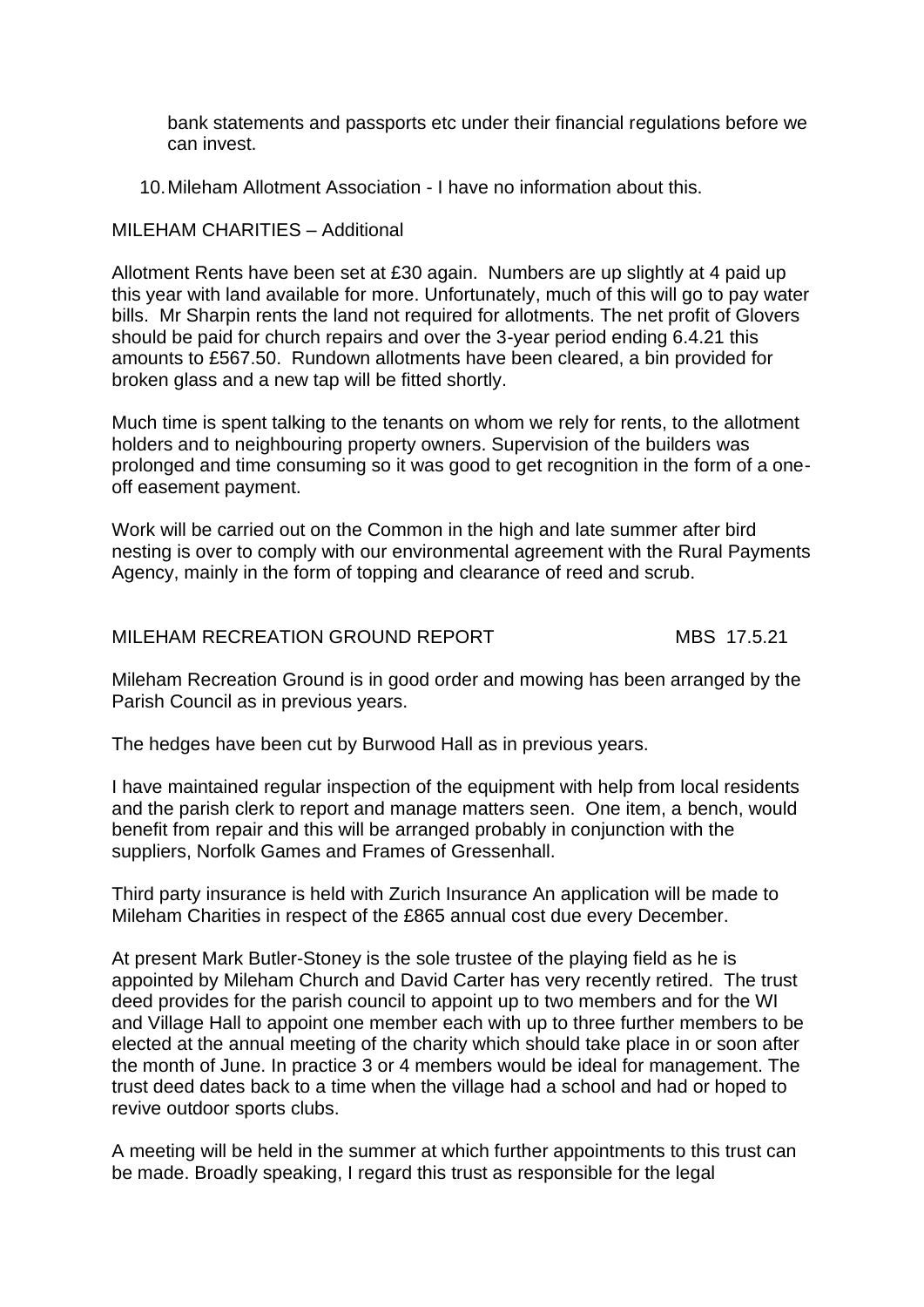bank statements and passports etc under their financial regulations before we can invest.

10. Mileham Allotment Association - I have no information about this.

MILEHAM CHARITIES – Additional

Allotment Rents have been set at £30 again. Numbers are up slightly at 4 paid up this year with land available for more. Unfortunately, much of this will go to pay water bills. Mr Sharpin rents the land not required for allotments. The net profit of Glovers should be paid for church repairs and over the 3-year period ending 6.4.21 this amounts to £567.50. Rundown allotments have been cleared, a bin provided for broken glass and a new tap will be fitted shortly.

Much time is spent talking to the tenants on whom we rely for rents, to the allotment holders and to neighbouring property owners. Supervision of the builders was prolonged and time consuming so it was good to get recognition in the form of a one-off easement payment.

Work will be carried out on the Common in the high and late summer after bird nesting is over to comply with our environmental agreement with the Rural Payments Agency, mainly in the form of topping and clearance of reed and scrub.

MILEHAM RECREATION GROUND REPORT MBS 17.5.21

Mileham Recreation Ground is in good order and mowing has been arranged by the Parish Council as in previous years.

The hedges have been cut by Burwood Hall as in previous years.

I have maintained regular inspection of the equipment with help from local residents and the parish clerk to report and manage matters seen. One item, a bench, would benefit from repair and this will be arranged probably in conjunction with the suppliers, Norfolk Games and Frames of Gressenhall.

Third party insurance is held with Zurich Insurance An application will be made to Mileham Charities in respect of the £865 annual cost due every December.

At present Mark Butler-Stoney is the sole trustee of the playing field as he is appointed by Mileham Church and David Carter has very recently retired. The trust deed provides for the parish council to appoint up to two members and for the WI and Village Hall to appoint one member each with up to three further members to be elected at the annual meeting of the charity which should take place in or soon after the month of June. In practice 3 or 4 members would be ideal for management. The trust deed dates back to a time when the village had a school and had or hoped to revive outdoor sports clubs.

A meeting will be held in the summer at which further appointments to this trust can be made. Broadly speaking, I regard this trust as responsible for the legal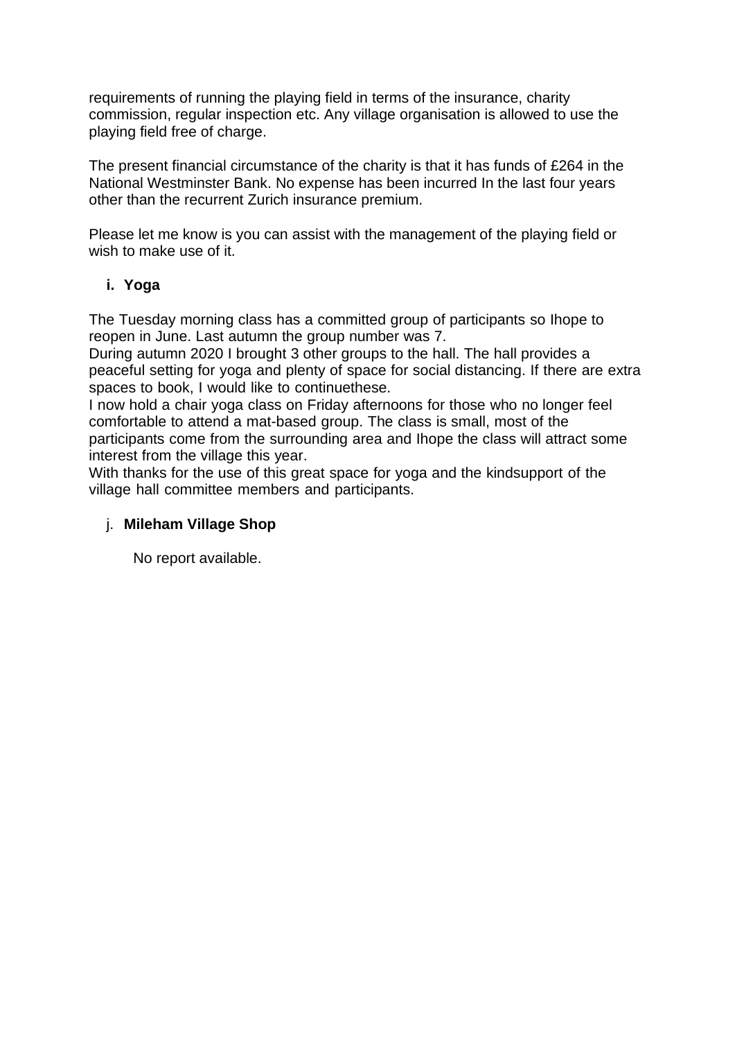requirements of running the playing field in terms of the insurance, charity commission, regular inspection etc. Any village organisation is allowed to use the playing field free of charge.

The present financial circumstance of the charity is that it has funds of £264 in the National Westminster Bank. No expense has been incurred In the last four years other than the recurrent Zurich insurance premium.

Please let me know is you can assist with the management of the playing field or wish to make use of it.

i. **Yoga**

The Tuesday morning class has a committed group of participants so Ihope to reopen in June. Last autumn the group number was 7.
During autumn 2020 I brought 3 other groups to the hall. The hall provides a peaceful setting for yoga and plenty of space for social distancing. If there are extra spaces to book, I would like to continuethese.
I now hold a chair yoga class on Friday afternoons for those who no longer feel comfortable to attend a mat-based group. The class is small, most of the participants come from the surrounding area and Ihope the class will attract some interest from the village this year.
With thanks for the use of this great space for yoga and the kindsupport of the village hall committee members and participants.

j. **Mileham Village Shop**

No report available.